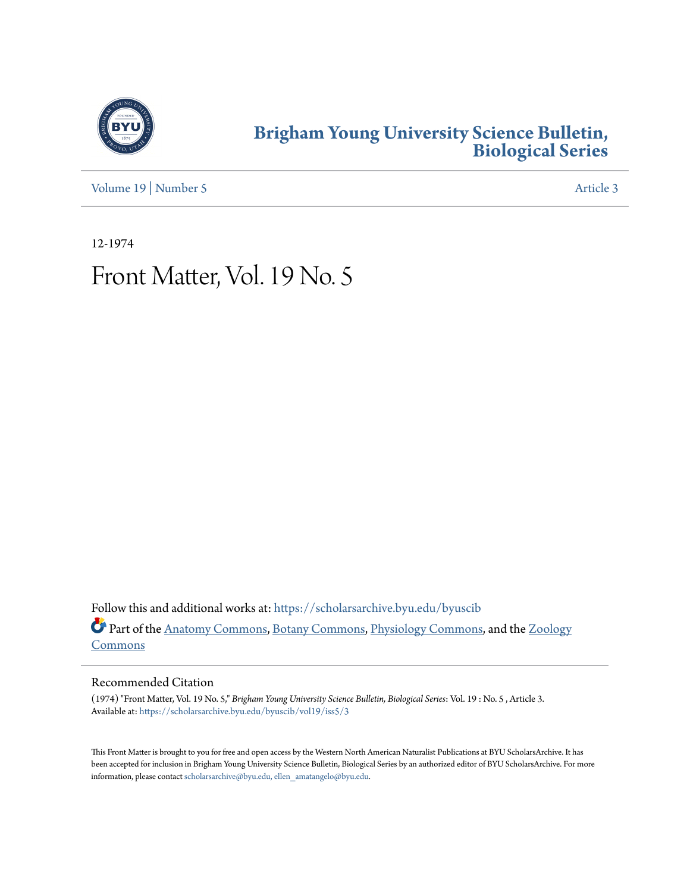# Brigham Young University Science Bulletin, Biological Series

Volume 19 | Number 5 Article 3

12-1974

# Front Matter, Vol. 19 No. 5

Follow this and additional works at: https://scholarsarchive.byu.edu/byuscib

Part of the Anatomy Commons, Botany Commons, Physiology Commons, and the Zoology Commons

## Recommended Citation

(1974) "Front Matter, Vol. 19 No. 5," *Brigham Young University Science Bulletin, Biological Series*: Vol. 19 : No. 5 , Article 3.
Available at: https://scholarsarchive.byu.edu/byuscib/vol19/iss5/3

This Front Matter is brought to you for free and open access by the Western North American Naturalist Publications at BYU ScholarsArchive. It has been accepted for inclusion in Brigham Young University Science Bulletin, Biological Series by an authorized editor of BYU ScholarsArchive. For more information, please contact scholarsarchive@byu.edu, ellen_amatangelo@byu.edu.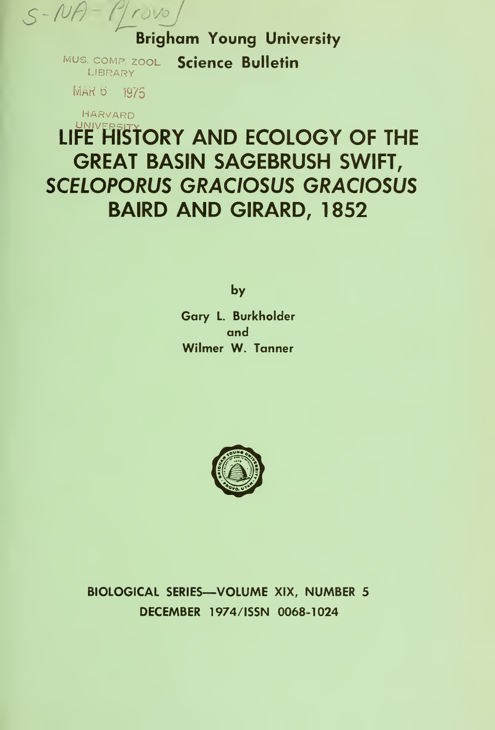S-NA-P[rovo]

**Brigham Young University**

MUS. COMP. ZOOL. LIBRARY

**Science Bulletin**

MAR 6 1975

HARVARD UNIVERSITY

# LIFE HISTORY AND ECOLOGY OF THE GREAT BASIN SAGEBRUSH SWIFT, *SCELOPORUS GRACIOSUS GRACIOSUS* BAIRD AND GIRARD, 1852

by

**Gary L. Burkholder**
**and**
**Wilmer W. Tanner**

**BIOLOGICAL SERIES—VOLUME XIX, NUMBER 5**
**DECEMBER 1974/ISSN 0068-1024**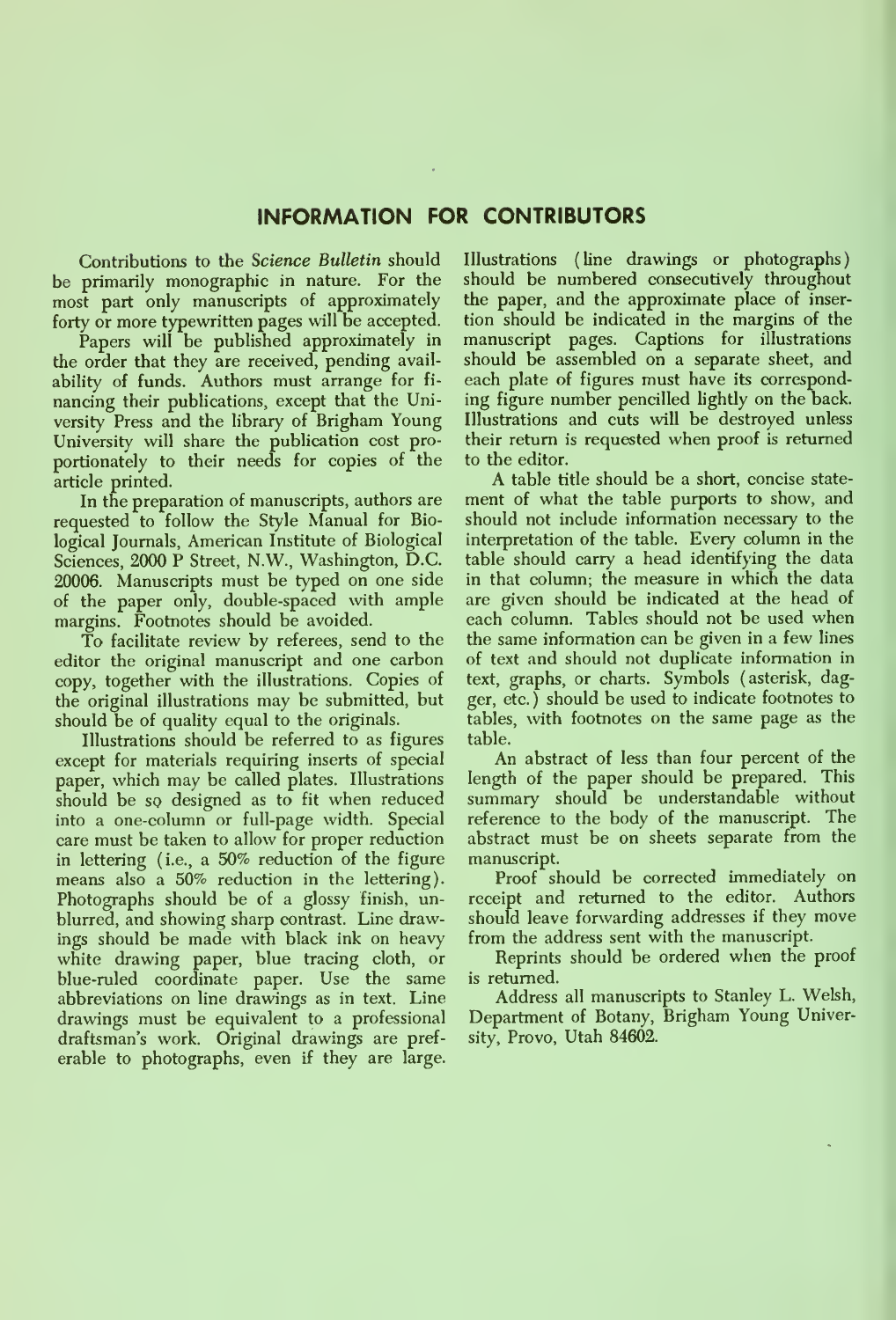## INFORMATION FOR CONTRIBUTORS

Contributions to the *Science Bulletin* should be primarily monographic in nature. For the most part only manuscripts of approximately forty or more typewritten pages will be accepted.

Papers will be published approximately in the order that they are received, pending availability of funds. Authors must arrange for financing their publications, except that the University Press and the library of Brigham Young University will share the publication cost proportionately to their needs for copies of the article printed.

In the preparation of manuscripts, authors are requested to follow the Style Manual for Biological Journals, American Institute of Biological Sciences, 2000 P Street, N.W., Washington, D.C. 20006. Manuscripts must be typed on one side of the paper only, double-spaced with ample margins. Footnotes should be avoided.

To facilitate review by referees, send to the editor the original manuscript and one carbon copy, together with the illustrations. Copies of the original illustrations may be submitted, but should be of quality equal to the originals.

Illustrations should be referred to as figures except for materials requiring inserts of special paper, which may be called plates. Illustrations should be so designed as to fit when reduced into a one-column or full-page width. Special care must be taken to allow for proper reduction in lettering (i.e., a 50% reduction of the figure means also a 50% reduction in the lettering). Photographs should be of a glossy finish, unblurred, and showing sharp contrast. Line drawings should be made with black ink on heavy white drawing paper, blue tracing cloth, or blue-ruled coordinate paper. Use the same abbreviations on line drawings as in text. Line drawings must be equivalent to a professional draftsman's work. Original drawings are preferable to photographs, even if they are large. Illustrations (line drawings or photographs) should be numbered consecutively throughout the paper, and the approximate place of insertion should be indicated in the margins of the manuscript pages. Captions for illustrations should be assembled on a separate sheet, and each plate of figures must have its corresponding figure number pencilled lightly on the back. Illustrations and cuts will be destroyed unless their return is requested when proof is returned to the editor.

A table title should be a short, concise statement of what the table purports to show, and should not include information necessary to the interpretation of the table. Every column in the table should carry a head identifying the data in that column; the measure in which the data are given should be indicated at the head of each column. Tables should not be used when the same information can be given in a few lines of text and should not duplicate information in text, graphs, or charts. Symbols (asterisk, dagger, etc.) should be used to indicate footnotes to tables, with footnotes on the same page as the table.

An abstract of less than four percent of the length of the paper should be prepared. This summary should be understandable without reference to the body of the manuscript. The abstract must be on sheets separate from the manuscript.

Proof should be corrected immediately on receipt and returned to the editor. Authors should leave forwarding addresses if they move from the address sent with the manuscript.

Reprints should be ordered when the proof is returned.

Address all manuscripts to Stanley L. Welsh, Department of Botany, Brigham Young University, Provo, Utah 84602.